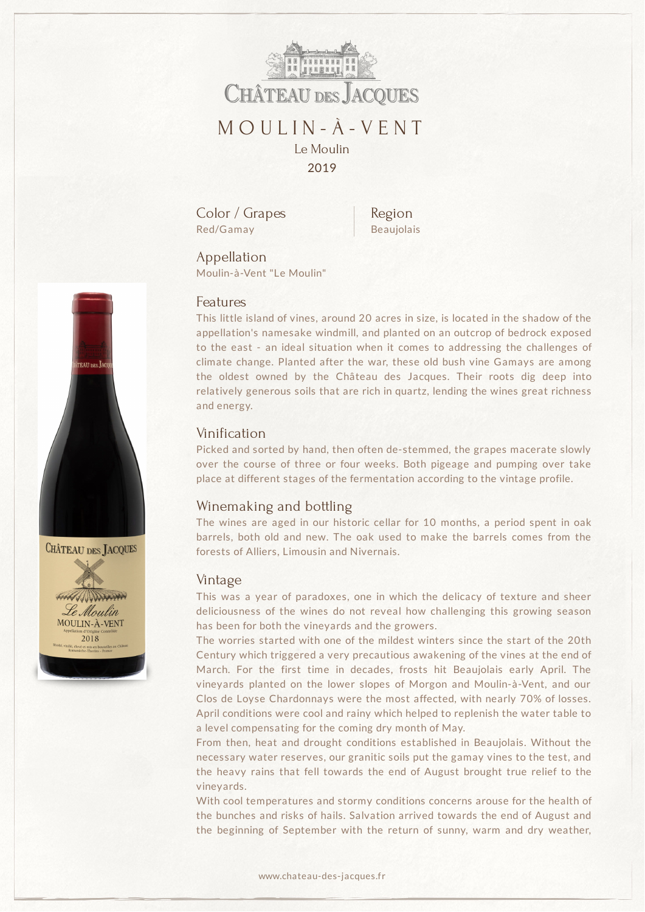# Château des Jacques

## MOULIN-À-VENT

Le Moulin

2019

### Color / Grapes

Red/Gamay

### Region

Beaujolais

### Appellation

Moulin-à-Vent "Le Moulin"

### Features

This little island of vines, around 20 acres in size, is located in the shadow of the appellation's namesake windmill, and planted on an outcrop of bedrock exposed to the east - an ideal situation when it comes to addressing the challenges of climate change. Planted after the war, these old bush vine Gamays are among the oldest owned by the Château des Jacques. Their roots dig deep into relatively generous soils that are rich in quartz, lending the wines great richness and energy.

### Vinification

Picked and sorted by hand, then often de-stemmed, the grapes macerate slowly over the course of three or four weeks. Both pigeage and pumping over take place at different stages of the fermentation according to the vintage profile.

### Winemaking and bottling

The wines are aged in our historic cellar for 10 months, a period spent in oak barrels, both old and new. The oak used to make the barrels comes from the forests of Alliers, Limousin and Nivernais.

### Vintage

This was a year of paradoxes, one in which the delicacy of texture and sheer deliciousness of the wines do not reveal how challenging this growing season has been for both the vineyards and the growers.

The worries started with one of the mildest winters since the start of the 20th Century which triggered a very precautious awakening of the vines at the end of March. For the first time in decades, frosts hit Beaujolais early April. The vineyards planted on the lower slopes of Morgon and Moulin-à-Vent, and our Clos de Loyse Chardonnays were the most affected, with nearly 70% of losses. April conditions were cool and rainy which helped to replenish the water table to a level compensating for the coming dry month of May.

From then, heat and drought conditions established in Beaujolais. Without the necessary water reserves, our granitic soils put the gamay vines to the test, and the heavy rains that fell towards the end of August brought true relief to the vineyards.

With cool temperatures and stormy conditions concerns arouse for the health of the bunches and risks of hails. Salvation arrived towards the end of August and the beginning of September with the return of sunny, warm and dry weather,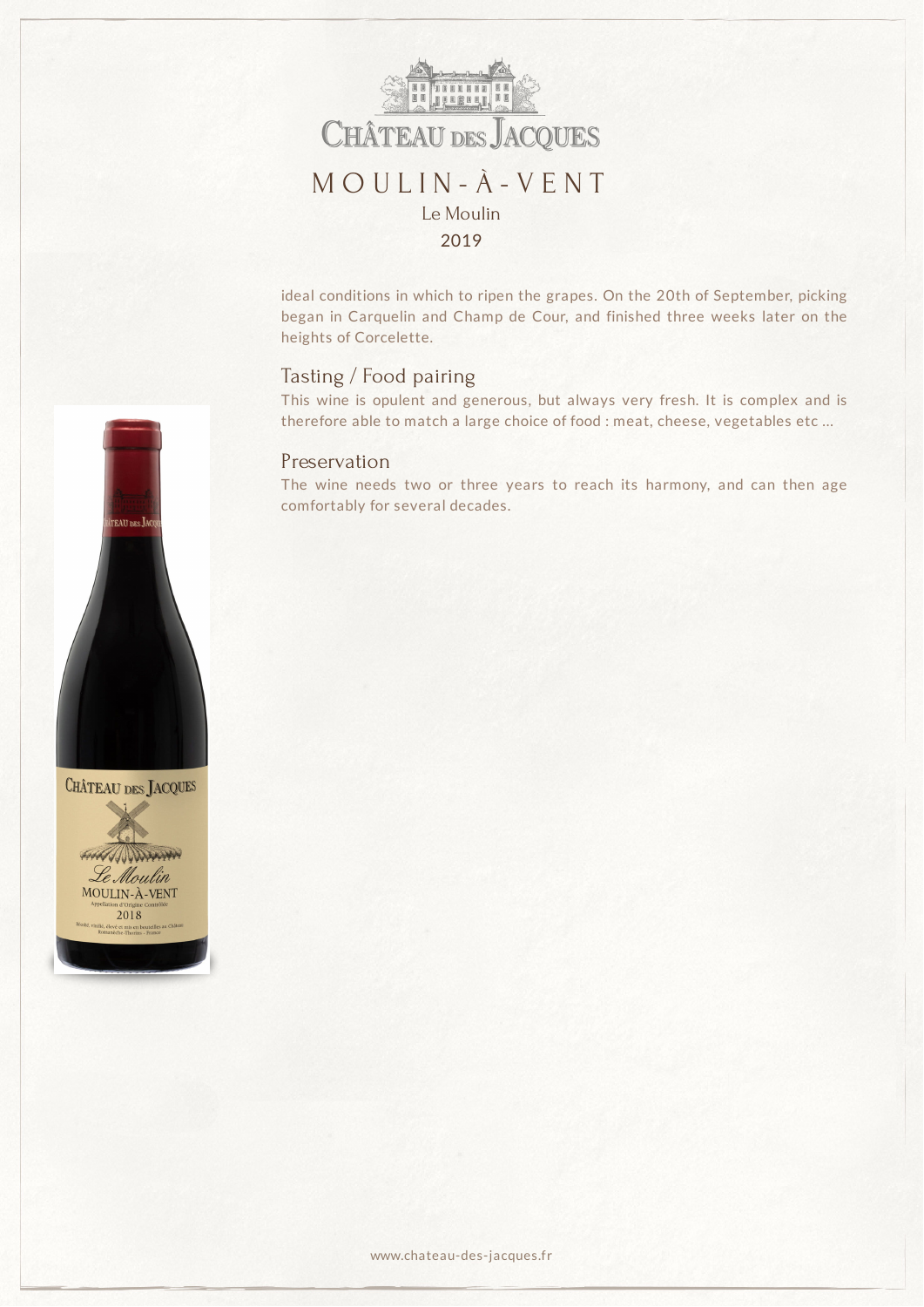# CHÂTEAU DES JACQUES

## MOULIN-À-VENT

Le Moulin

2019

ideal conditions in which to ripen the grapes. On the 20th of September, picking began in Carquelin and Champ de Cour, and finished three weeks later on the heights of Corcelette.

### Tasting / Food pairing

This wine is opulent and generous, but always very fresh. It is complex and is therefore able to match a large choice of food : meat, cheese, vegetables etc ...

### Preservation

The wine needs two or three years to reach its harmony, and can then age comfortably for several decades.

www.chateau-des-jacques.fr